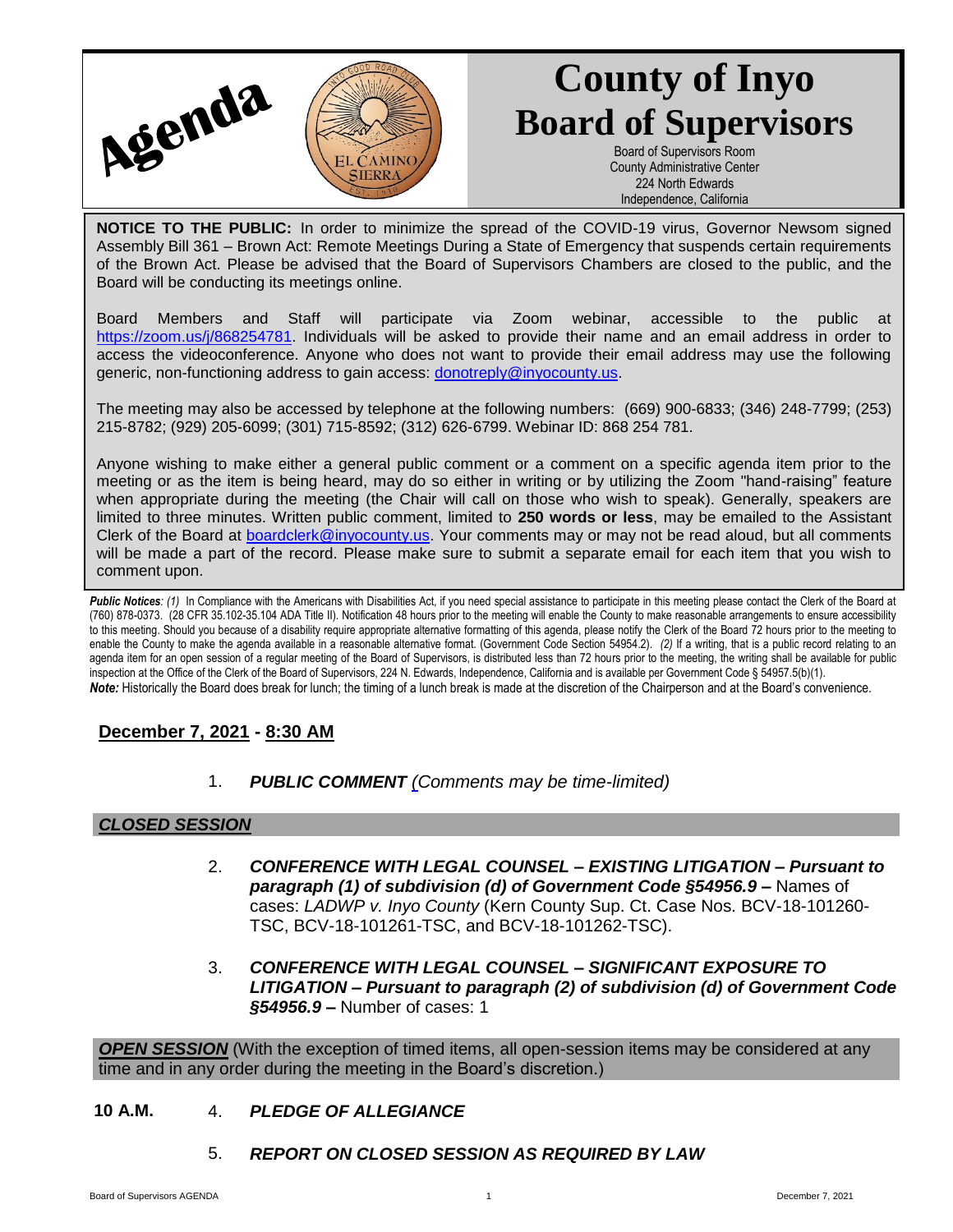Agenda

# County of Inyo Board of Supervisors

Board of Supervisors Room
County Administrative Center
224 North Edwards
Independence, California

**NOTICE TO THE PUBLIC:** In order to minimize the spread of the COVID-19 virus, Governor Newsom signed Assembly Bill 361 – Brown Act: Remote Meetings During a State of Emergency that suspends certain requirements of the Brown Act. Please be advised that the Board of Supervisors Chambers are closed to the public, and the Board will be conducting its meetings online.

Board Members and Staff will participate via Zoom webinar, accessible to the public at https://zoom.us/j/868254781. Individuals will be asked to provide their name and an email address in order to access the videoconference. Anyone who does not want to provide their email address may use the following generic, non-functioning address to gain access: donotreply@inyocounty.us.

The meeting may also be accessed by telephone at the following numbers: (669) 900-6833; (346) 248-7799; (253) 215-8782; (929) 205-6099; (301) 715-8592; (312) 626-6799. Webinar ID: 868 254 781.

Anyone wishing to make either a general public comment or a comment on a specific agenda item prior to the meeting or as the item is being heard, may do so either in writing or by utilizing the Zoom "hand-raising" feature when appropriate during the meeting (the Chair will call on those who wish to speak). Generally, speakers are limited to three minutes. Written public comment, limited to **250 words or less**, may be emailed to the Assistant Clerk of the Board at boardclerk@inyocounty.us. Your comments may or may not be read aloud, but all comments will be made a part of the record. Please make sure to submit a separate email for each item that you wish to comment upon.

***Public Notices**: (1)* In Compliance with the Americans with Disabilities Act, if you need special assistance to participate in this meeting please contact the Clerk of the Board at (760) 878-0373. (28 CFR 35.102-35.104 ADA Title II). Notification 48 hours prior to the meeting will enable the County to make reasonable arrangements to ensure accessibility to this meeting. Should you because of a disability require appropriate alternative formatting of this agenda, please notify the Clerk of the Board 72 hours prior to the meeting to enable the County to make the agenda available in a reasonable alternative format. (Government Code Section 54954.2). *(2)* If a writing, that is a public record relating to an agenda item for an open session of a regular meeting of the Board of Supervisors, is distributed less than 72 hours prior to the meeting, the writing shall be available for public inspection at the Office of the Clerk of the Board of Supervisors, 224 N. Edwards, Independence, California and is available per Government Code § 54957.5(b)(1).
***Note:*** Historically the Board does break for lunch; the timing of a lunch break is made at the discretion of the Chairperson and at the Board's convenience.

## December 7, 2021 - 8:30 AM

1. ***PUBLIC COMMENT*** *(Comments may be time-limited)*

## *CLOSED SESSION*

2. ***CONFERENCE WITH LEGAL COUNSEL – EXISTING LITIGATION – Pursuant to paragraph (1) of subdivision (d) of Government Code §54956.9 –*** Names of cases: *LADWP v. Inyo County* (Kern County Sup. Ct. Case Nos. BCV-18-101260-TSC, BCV-18-101261-TSC, and BCV-18-101262-TSC).

3. ***CONFERENCE WITH LEGAL COUNSEL – SIGNIFICANT EXPOSURE TO LITIGATION – Pursuant to paragraph (2) of subdivision (d) of Government Code §54956.9 –*** Number of cases: 1

## *OPEN SESSION* 
(With the exception of timed items, all open-session items may be considered at any time and in any order during the meeting in the Board's discretion.)

**10 A.M.** 4. ***PLEDGE OF ALLEGIANCE***

5. ***REPORT ON CLOSED SESSION AS REQUIRED BY LAW***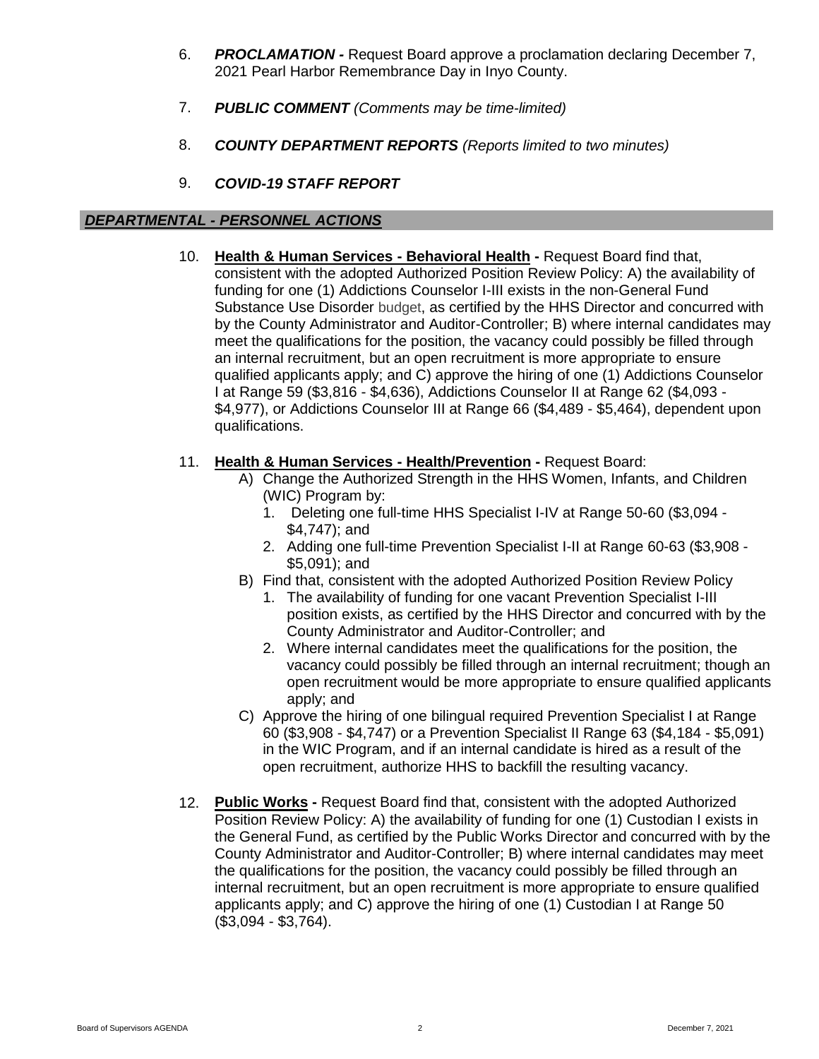6. ***PROCLAMATION -*** Request Board approve a proclamation declaring December 7, 2021 Pearl Harbor Remembrance Day in Inyo County.

7. ***PUBLIC COMMENT*** *(Comments may be time-limited)*

8. ***COUNTY DEPARTMENT REPORTS*** *(Reports limited to two minutes)*

9. ***COVID-19 STAFF REPORT***

## ***DEPARTMENTAL - PERSONNEL ACTIONS***

10. **Health & Human Services - Behavioral Health -** Request Board find that, consistent with the adopted Authorized Position Review Policy: A) the availability of funding for one (1) Addictions Counselor I-III exists in the non-General Fund Substance Use Disorder budget, as certified by the HHS Director and concurred with by the County Administrator and Auditor-Controller; B) where internal candidates may meet the qualifications for the position, the vacancy could possibly be filled through an internal recruitment, but an open recruitment is more appropriate to ensure qualified applicants apply; and C) approve the hiring of one (1) Addictions Counselor I at Range 59 ($3,816 - $4,636), Addictions Counselor II at Range 62 ($4,093 - $4,977), or Addictions Counselor III at Range 66 ($4,489 - $5,464), dependent upon qualifications.

11. **Health & Human Services - Health/Prevention -** Request Board:
    - A) Change the Authorized Strength in the HHS Women, Infants, and Children (WIC) Program by:
        1. Deleting one full-time HHS Specialist I-IV at Range 50-60 ($3,094 - $4,747); and
        2. Adding one full-time Prevention Specialist I-II at Range 60-63 ($3,908 - $5,091); and
    - B) Find that, consistent with the adopted Authorized Position Review Policy
        1. The availability of funding for one vacant Prevention Specialist I-III position exists, as certified by the HHS Director and concurred with by the County Administrator and Auditor-Controller; and
        2. Where internal candidates meet the qualifications for the position, the vacancy could possibly be filled through an internal recruitment; though an open recruitment would be more appropriate to ensure qualified applicants apply; and
    - C) Approve the hiring of one bilingual required Prevention Specialist I at Range 60 ($3,908 - $4,747) or a Prevention Specialist II Range 63 ($4,184 - $5,091) in the WIC Program, and if an internal candidate is hired as a result of the open recruitment, authorize HHS to backfill the resulting vacancy.

12. **Public Works -** Request Board find that, consistent with the adopted Authorized Position Review Policy: A) the availability of funding for one (1) Custodian I exists in the General Fund, as certified by the Public Works Director and concurred with by the County Administrator and Auditor-Controller; B) where internal candidates may meet the qualifications for the position, the vacancy could possibly be filled through an internal recruitment, but an open recruitment is more appropriate to ensure qualified applicants apply; and C) approve the hiring of one (1) Custodian I at Range 50 ($3,094 - $3,764).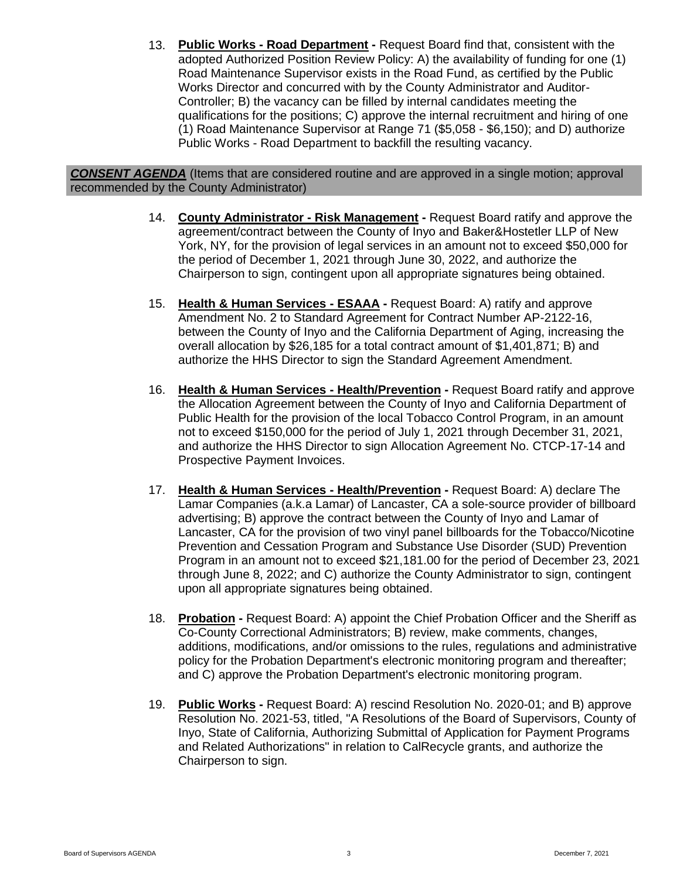13. **Public Works - Road Department -** Request Board find that, consistent with the adopted Authorized Position Review Policy: A) the availability of funding for one (1) Road Maintenance Supervisor exists in the Road Fund, as certified by the Public Works Director and concurred with by the County Administrator and Auditor-Controller; B) the vacancy can be filled by internal candidates meeting the qualifications for the positions; C) approve the internal recruitment and hiring of one (1) Road Maintenance Supervisor at Range 71 ($5,058 - $6,150); and D) authorize Public Works - Road Department to backfill the resulting vacancy.

***CONSENT AGENDA*** (Items that are considered routine and are approved in a single motion; approval recommended by the County Administrator)

14. **County Administrator - Risk Management -** Request Board ratify and approve the agreement/contract between the County of Inyo and Baker&Hostetler LLP of New York, NY, for the provision of legal services in an amount not to exceed $50,000 for the period of December 1, 2021 through June 30, 2022, and authorize the Chairperson to sign, contingent upon all appropriate signatures being obtained.

15. **Health & Human Services - ESAAA -** Request Board: A) ratify and approve Amendment No. 2 to Standard Agreement for Contract Number AP-2122-16, between the County of Inyo and the California Department of Aging, increasing the overall allocation by $26,185 for a total contract amount of $1,401,871; B) and authorize the HHS Director to sign the Standard Agreement Amendment.

16. **Health & Human Services - Health/Prevention -** Request Board ratify and approve the Allocation Agreement between the County of Inyo and California Department of Public Health for the provision of the local Tobacco Control Program, in an amount not to exceed $150,000 for the period of July 1, 2021 through December 31, 2021, and authorize the HHS Director to sign Allocation Agreement No. CTCP-17-14 and Prospective Payment Invoices.

17. **Health & Human Services - Health/Prevention -** Request Board: A) declare The Lamar Companies (a.k.a Lamar) of Lancaster, CA a sole-source provider of billboard advertising; B) approve the contract between the County of Inyo and Lamar of Lancaster, CA for the provision of two vinyl panel billboards for the Tobacco/Nicotine Prevention and Cessation Program and Substance Use Disorder (SUD) Prevention Program in an amount not to exceed $21,181.00 for the period of December 23, 2021 through June 8, 2022; and C) authorize the County Administrator to sign, contingent upon all appropriate signatures being obtained.

18. **Probation -** Request Board: A) appoint the Chief Probation Officer and the Sheriff as Co-County Correctional Administrators; B) review, make comments, changes, additions, modifications, and/or omissions to the rules, regulations and administrative policy for the Probation Department's electronic monitoring program and thereafter; and C) approve the Probation Department's electronic monitoring program.

19. **Public Works -** Request Board: A) rescind Resolution No. 2020-01; and B) approve Resolution No. 2021-53, titled, "A Resolutions of the Board of Supervisors, County of Inyo, State of California, Authorizing Submittal of Application for Payment Programs and Related Authorizations" in relation to CalRecycle grants, and authorize the Chairperson to sign.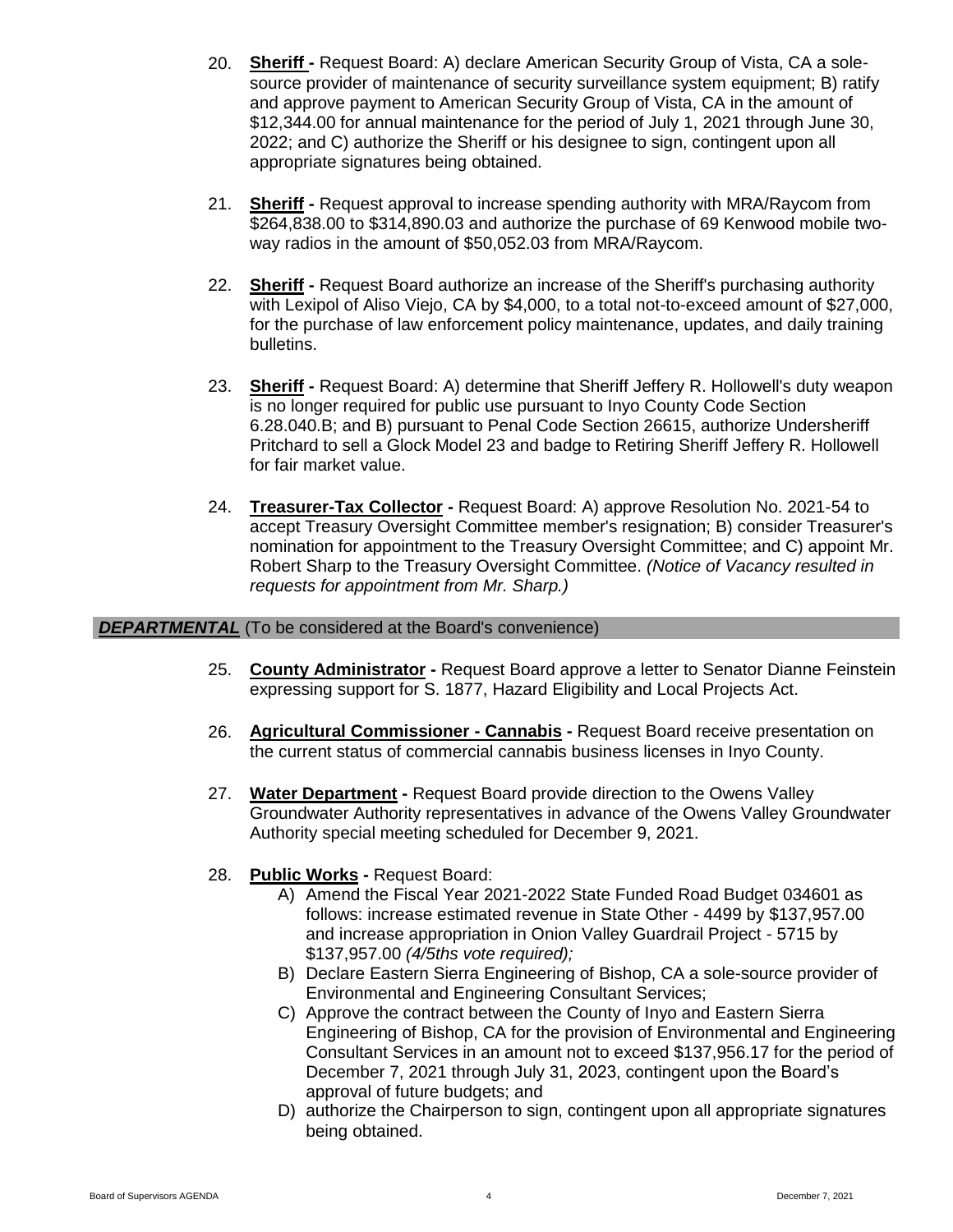20. **Sheriff -** Request Board: A) declare American Security Group of Vista, CA a sole-source provider of maintenance of security surveillance system equipment; B) ratify and approve payment to American Security Group of Vista, CA in the amount of $12,344.00 for annual maintenance for the period of July 1, 2021 through June 30, 2022; and C) authorize the Sheriff or his designee to sign, contingent upon all appropriate signatures being obtained.

21. **Sheriff -** Request approval to increase spending authority with MRA/Raycom from $264,838.00 to $314,890.03 and authorize the purchase of 69 Kenwood mobile two-way radios in the amount of $50,052.03 from MRA/Raycom.

22. **Sheriff -** Request Board authorize an increase of the Sheriff's purchasing authority with Lexipol of Aliso Viejo, CA by $4,000, to a total not-to-exceed amount of $27,000, for the purchase of law enforcement policy maintenance, updates, and daily training bulletins.

23. **Sheriff -** Request Board: A) determine that Sheriff Jeffery R. Hollowell's duty weapon is no longer required for public use pursuant to Inyo County Code Section 6.28.040.B; and B) pursuant to Penal Code Section 26615, authorize Undersheriff Pritchard to sell a Glock Model 23 and badge to Retiring Sheriff Jeffery R. Hollowell for fair market value.

24. **Treasurer-Tax Collector -** Request Board: A) approve Resolution No. 2021-54 to accept Treasury Oversight Committee member's resignation; B) consider Treasurer's nomination for appointment to the Treasury Oversight Committee; and C) appoint Mr. Robert Sharp to the Treasury Oversight Committee. *(Notice of Vacancy resulted in requests for appointment from Mr. Sharp.)*

## ***DEPARTMENTAL*** (To be considered at the Board's convenience)

25. **County Administrator -** Request Board approve a letter to Senator Dianne Feinstein expressing support for S. 1877, Hazard Eligibility and Local Projects Act.

26. **Agricultural Commissioner - Cannabis -** Request Board receive presentation on the current status of commercial cannabis business licenses in Inyo County.

27. **Water Department -** Request Board provide direction to the Owens Valley Groundwater Authority representatives in advance of the Owens Valley Groundwater Authority special meeting scheduled for December 9, 2021.

28. **Public Works -** Request Board:
    A) Amend the Fiscal Year 2021-2022 State Funded Road Budget 034601 as follows: increase estimated revenue in State Other - 4499 by $137,957.00 and increase appropriation in Onion Valley Guardrail Project - 5715 by $137,957.00 *(4/5ths vote required);*
    B) Declare Eastern Sierra Engineering of Bishop, CA a sole-source provider of Environmental and Engineering Consultant Services;
    C) Approve the contract between the County of Inyo and Eastern Sierra Engineering of Bishop, CA for the provision of Environmental and Engineering Consultant Services in an amount not to exceed $137,956.17 for the period of December 7, 2021 through July 31, 2023, contingent upon the Board's approval of future budgets; and
    D) authorize the Chairperson to sign, contingent upon all appropriate signatures being obtained.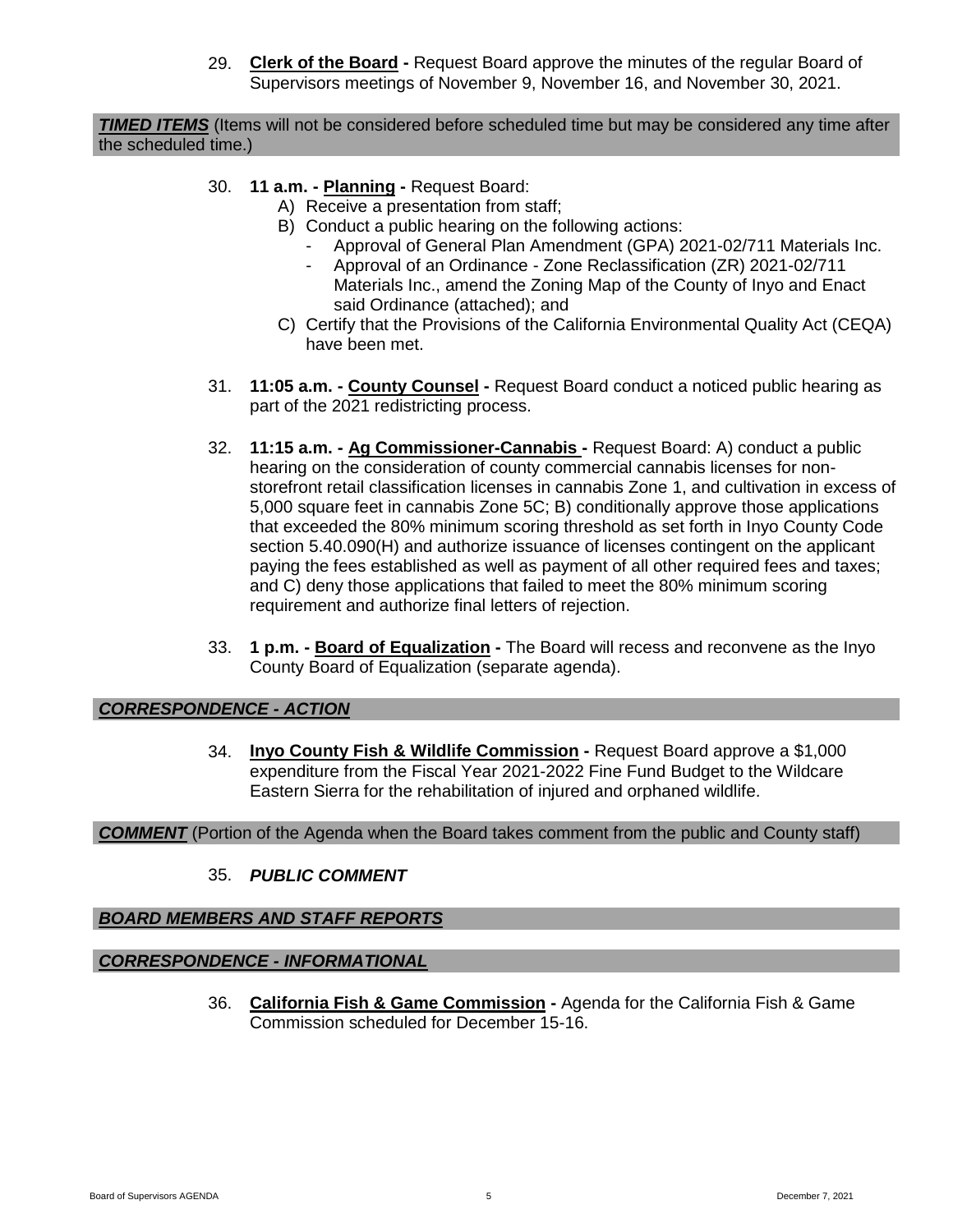29. **Clerk of the Board -** Request Board approve the minutes of the regular Board of Supervisors meetings of November 9, November 16, and November 30, 2021.

***TIMED ITEMS*** (Items will not be considered before scheduled time but may be considered any time after the scheduled time.)

30. **11 a.m. - Planning -** Request Board:
    A) Receive a presentation from staff;
    B) Conduct a public hearing on the following actions:
       - Approval of General Plan Amendment (GPA) 2021-02/711 Materials Inc.
       - Approval of an Ordinance - Zone Reclassification (ZR) 2021-02/711 Materials Inc., amend the Zoning Map of the County of Inyo and Enact said Ordinance (attached); and
    C) Certify that the Provisions of the California Environmental Quality Act (CEQA) have been met.

31. **11:05 a.m. - County Counsel -** Request Board conduct a noticed public hearing as part of the 2021 redistricting process.

32. **11:15 a.m. - Ag Commissioner-Cannabis -** Request Board: A) conduct a public hearing on the consideration of county commercial cannabis licenses for non-storefront retail classification licenses in cannabis Zone 1, and cultivation in excess of 5,000 square feet in cannabis Zone 5C; B) conditionally approve those applications that exceeded the 80% minimum scoring threshold as set forth in Inyo County Code section 5.40.090(H) and authorize issuance of licenses contingent on the applicant paying the fees established as well as payment of all other required fees and taxes; and C) deny those applications that failed to meet the 80% minimum scoring requirement and authorize final letters of rejection.

33. **1 p.m. - Board of Equalization -** The Board will recess and reconvene as the Inyo County Board of Equalization (separate agenda).

***CORRESPONDENCE - ACTION***

34. **Inyo County Fish & Wildlife Commission -** Request Board approve a $1,000 expenditure from the Fiscal Year 2021-2022 Fine Fund Budget to the Wildcare Eastern Sierra for the rehabilitation of injured and orphaned wildlife.

***COMMENT*** (Portion of the Agenda when the Board takes comment from the public and County staff)

35. ***PUBLIC COMMENT***

***BOARD MEMBERS AND STAFF REPORTS***

***CORRESPONDENCE - INFORMATIONAL***

36. **California Fish & Game Commission -** Agenda for the California Fish & Game Commission scheduled for December 15-16.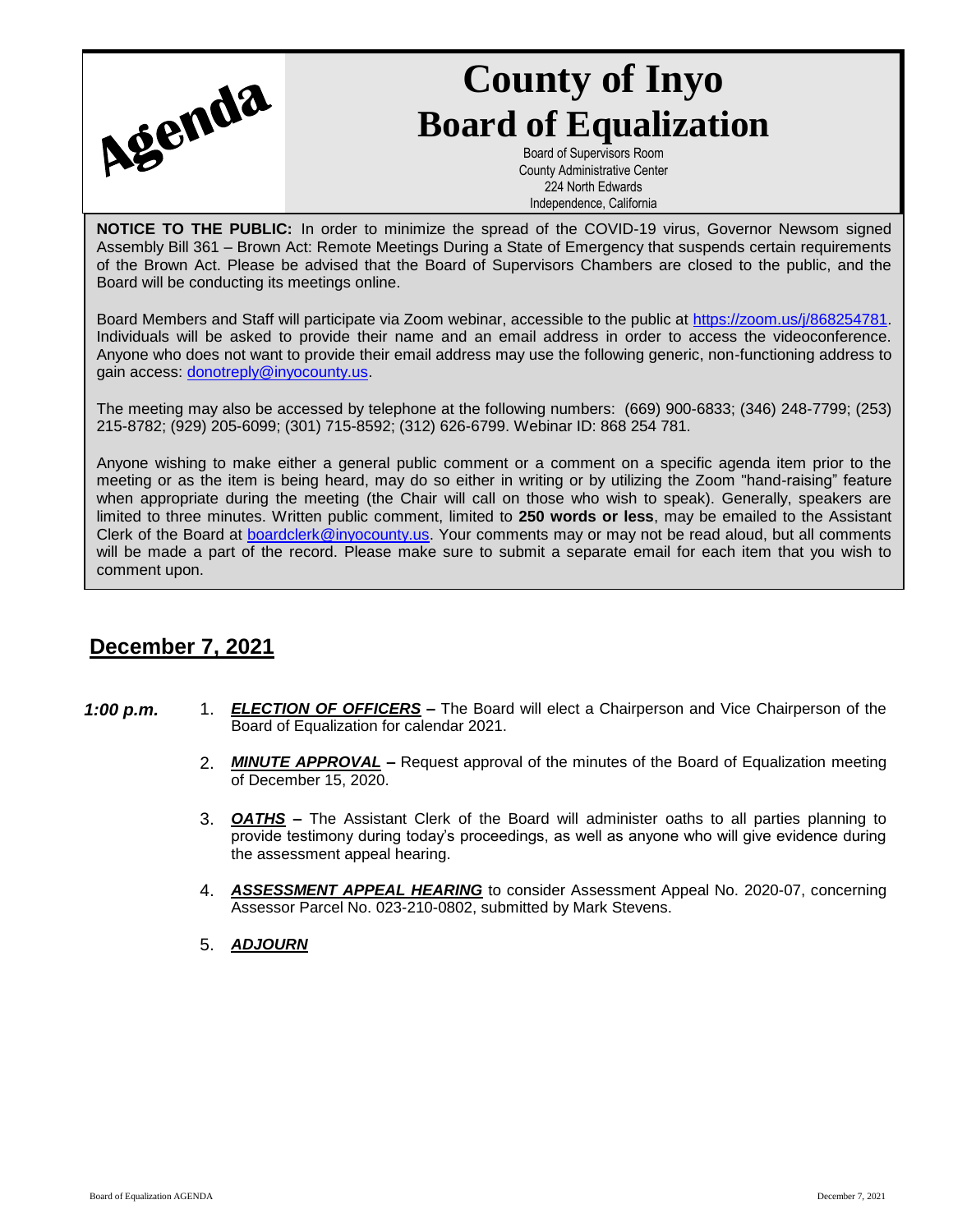# Agenda

# County of Inyo
# Board of Equalization

Board of Supervisors Room
County Administrative Center
224 North Edwards
Independence, California

**NOTICE TO THE PUBLIC:** In order to minimize the spread of the COVID-19 virus, Governor Newsom signed Assembly Bill 361 – Brown Act: Remote Meetings During a State of Emergency that suspends certain requirements of the Brown Act. Please be advised that the Board of Supervisors Chambers are closed to the public, and the Board will be conducting its meetings online.

Board Members and Staff will participate via Zoom webinar, accessible to the public at https://zoom.us/j/868254781. Individuals will be asked to provide their name and an email address in order to access the videoconference. Anyone who does not want to provide their email address may use the following generic, non-functioning address to gain access: donotreply@inyocounty.us.

The meeting may also be accessed by telephone at the following numbers: (669) 900-6833; (346) 248-7799; (253) 215-8782; (929) 205-6099; (301) 715-8592; (312) 626-6799. Webinar ID: 868 254 781.

Anyone wishing to make either a general public comment or a comment on a specific agenda item prior to the meeting or as the item is being heard, may do so either in writing or by utilizing the Zoom "hand-raising" feature when appropriate during the meeting (the Chair will call on those who wish to speak). Generally, speakers are limited to three minutes. Written public comment, limited to **250 words or less**, may be emailed to the Assistant Clerk of the Board at boardclerk@inyocounty.us. Your comments may or may not be read aloud, but all comments will be made a part of the record. Please make sure to submit a separate email for each item that you wish to comment upon.

## December 7, 2021

***1:00 p.m.***

1. ***ELECTION OF OFFICERS*** **–** The Board will elect a Chairperson and Vice Chairperson of the Board of Equalization for calendar 2021.
2. ***MINUTE APPROVAL*** **–** Request approval of the minutes of the Board of Equalization meeting of December 15, 2020.
3. ***OATHS*** **–** The Assistant Clerk of the Board will administer oaths to all parties planning to provide testimony during today's proceedings, as well as anyone who will give evidence during the assessment appeal hearing.
4. ***ASSESSMENT APPEAL HEARING*** to consider Assessment Appeal No. 2020-07, concerning Assessor Parcel No. 023-210-0802, submitted by Mark Stevens.
5. ***ADJOURN***